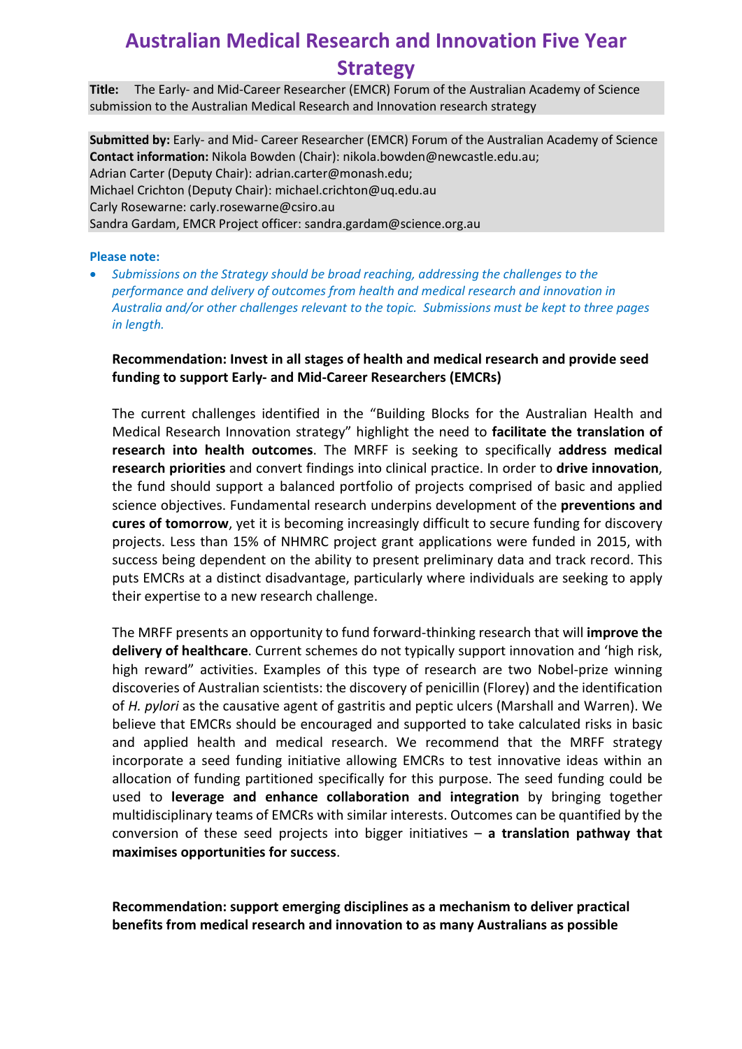# Australian Medical Research and Innovation Five Year Strategy

**Title:** The Early- and Mid-Career Researcher (EMCR) Forum of the Australian Academy of Science submission to the Australian Medical Research and Innovation research strategy

**Submitted by:** Early- and Mid- Career Researcher (EMCR) Forum of the Australian Academy of Science
**Contact information:** Nikola Bowden (Chair): nikola.bowden@newcastle.edu.au;
Adrian Carter (Deputy Chair): adrian.carter@monash.edu;
Michael Crichton (Deputy Chair): michael.crichton@uq.edu.au
Carly Rosewarne: carly.rosewarne@csiro.au
Sandra Gardam, EMCR Project officer: sandra.gardam@science.org.au

**Please note:**

- *Submissions on the Strategy should be broad reaching, addressing the challenges to the performance and delivery of outcomes from health and medical research and innovation in Australia and/or other challenges relevant to the topic. Submissions must be kept to three pages in length.*

**Recommendation: Invest in all stages of health and medical research and provide seed funding to support Early- and Mid-Career Researchers (EMCRs)**

The current challenges identified in the "Building Blocks for the Australian Health and Medical Research Innovation strategy" highlight the need to **facilitate the translation of research into health outcomes**. The MRFF is seeking to specifically **address medical research priorities** and convert findings into clinical practice. In order to **drive innovation**, the fund should support a balanced portfolio of projects comprised of basic and applied science objectives. Fundamental research underpins development of the **preventions and cures of tomorrow**, yet it is becoming increasingly difficult to secure funding for discovery projects. Less than 15% of NHMRC project grant applications were funded in 2015, with success being dependent on the ability to present preliminary data and track record. This puts EMCRs at a distinct disadvantage, particularly where individuals are seeking to apply their expertise to a new research challenge.

The MRFF presents an opportunity to fund forward-thinking research that will **improve the delivery of healthcare**. Current schemes do not typically support innovation and 'high risk, high reward" activities. Examples of this type of research are two Nobel-prize winning discoveries of Australian scientists: the discovery of penicillin (Florey) and the identification of *H. pylori* as the causative agent of gastritis and peptic ulcers (Marshall and Warren). We believe that EMCRs should be encouraged and supported to take calculated risks in basic and applied health and medical research. We recommend that the MRFF strategy incorporate a seed funding initiative allowing EMCRs to test innovative ideas within an allocation of funding partitioned specifically for this purpose. The seed funding could be used to **leverage and enhance collaboration and integration** by bringing together multidisciplinary teams of EMCRs with similar interests. Outcomes can be quantified by the conversion of these seed projects into bigger initiatives – **a translation pathway that maximises opportunities for success**.

**Recommendation: support emerging disciplines as a mechanism to deliver practical benefits from medical research and innovation to as many Australians as possible**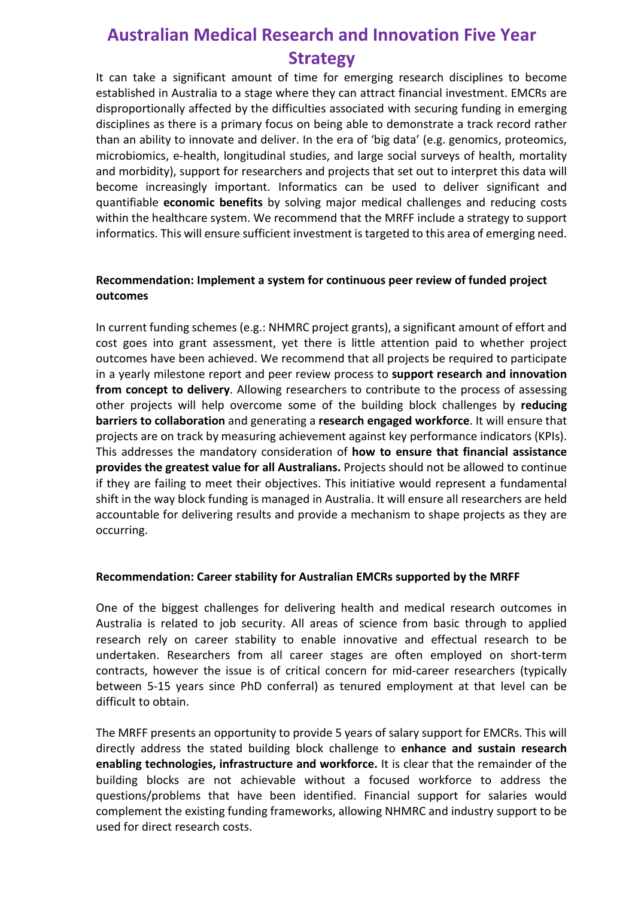# Australian Medical Research and Innovation Five Year Strategy

It can take a significant amount of time for emerging research disciplines to become established in Australia to a stage where they can attract financial investment. EMCRs are disproportionally affected by the difficulties associated with securing funding in emerging disciplines as there is a primary focus on being able to demonstrate a track record rather than an ability to innovate and deliver. In the era of 'big data' (e.g. genomics, proteomics, microbiomics, e-health, longitudinal studies, and large social surveys of health, mortality and morbidity), support for researchers and projects that set out to interpret this data will become increasingly important. Informatics can be used to deliver significant and quantifiable **economic benefits** by solving major medical challenges and reducing costs within the healthcare system. We recommend that the MRFF include a strategy to support informatics. This will ensure sufficient investment is targeted to this area of emerging need.

**Recommendation: Implement a system for continuous peer review of funded project outcomes**

In current funding schemes (e.g.: NHMRC project grants), a significant amount of effort and cost goes into grant assessment, yet there is little attention paid to whether project outcomes have been achieved. We recommend that all projects be required to participate in a yearly milestone report and peer review process to **support research and innovation from concept to delivery**. Allowing researchers to contribute to the process of assessing other projects will help overcome some of the building block challenges by **reducing barriers to collaboration** and generating a **research engaged workforce**. It will ensure that projects are on track by measuring achievement against key performance indicators (KPIs). This addresses the mandatory consideration of **how to ensure that financial assistance provides the greatest value for all Australians.** Projects should not be allowed to continue if they are failing to meet their objectives. This initiative would represent a fundamental shift in the way block funding is managed in Australia. It will ensure all researchers are held accountable for delivering results and provide a mechanism to shape projects as they are occurring.

**Recommendation: Career stability for Australian EMCRs supported by the MRFF**

One of the biggest challenges for delivering health and medical research outcomes in Australia is related to job security. All areas of science from basic through to applied research rely on career stability to enable innovative and effectual research to be undertaken. Researchers from all career stages are often employed on short-term contracts, however the issue is of critical concern for mid-career researchers (typically between 5-15 years since PhD conferral) as tenured employment at that level can be difficult to obtain.

The MRFF presents an opportunity to provide 5 years of salary support for EMCRs. This will directly address the stated building block challenge to **enhance and sustain research enabling technologies, infrastructure and workforce.** It is clear that the remainder of the building blocks are not achievable without a focused workforce to address the questions/problems that have been identified. Financial support for salaries would complement the existing funding frameworks, allowing NHMRC and industry support to be used for direct research costs.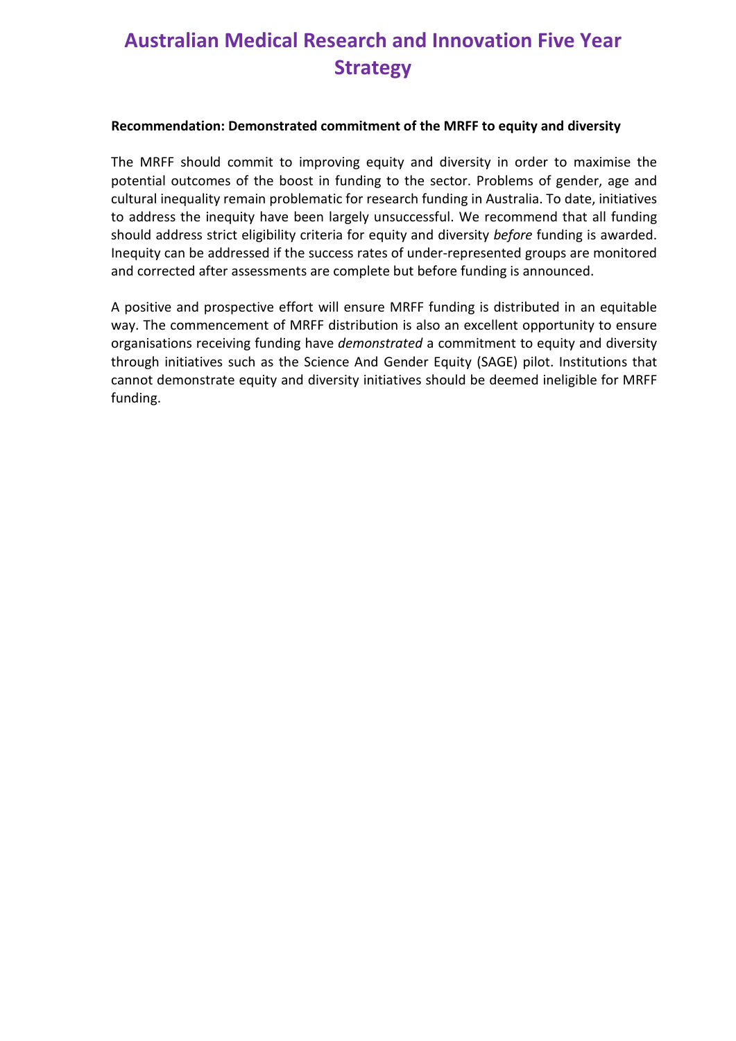# Australian Medical Research and Innovation Five Year Strategy

**Recommendation: Demonstrated commitment of the MRFF to equity and diversity**

The MRFF should commit to improving equity and diversity in order to maximise the potential outcomes of the boost in funding to the sector. Problems of gender, age and cultural inequality remain problematic for research funding in Australia. To date, initiatives to address the inequity have been largely unsuccessful. We recommend that all funding should address strict eligibility criteria for equity and diversity *before* funding is awarded. Inequity can be addressed if the success rates of under-represented groups are monitored and corrected after assessments are complete but before funding is announced.

A positive and prospective effort will ensure MRFF funding is distributed in an equitable way. The commencement of MRFF distribution is also an excellent opportunity to ensure organisations receiving funding have *demonstrated* a commitment to equity and diversity through initiatives such as the Science And Gender Equity (SAGE) pilot. Institutions that cannot demonstrate equity and diversity initiatives should be deemed ineligible for MRFF funding.